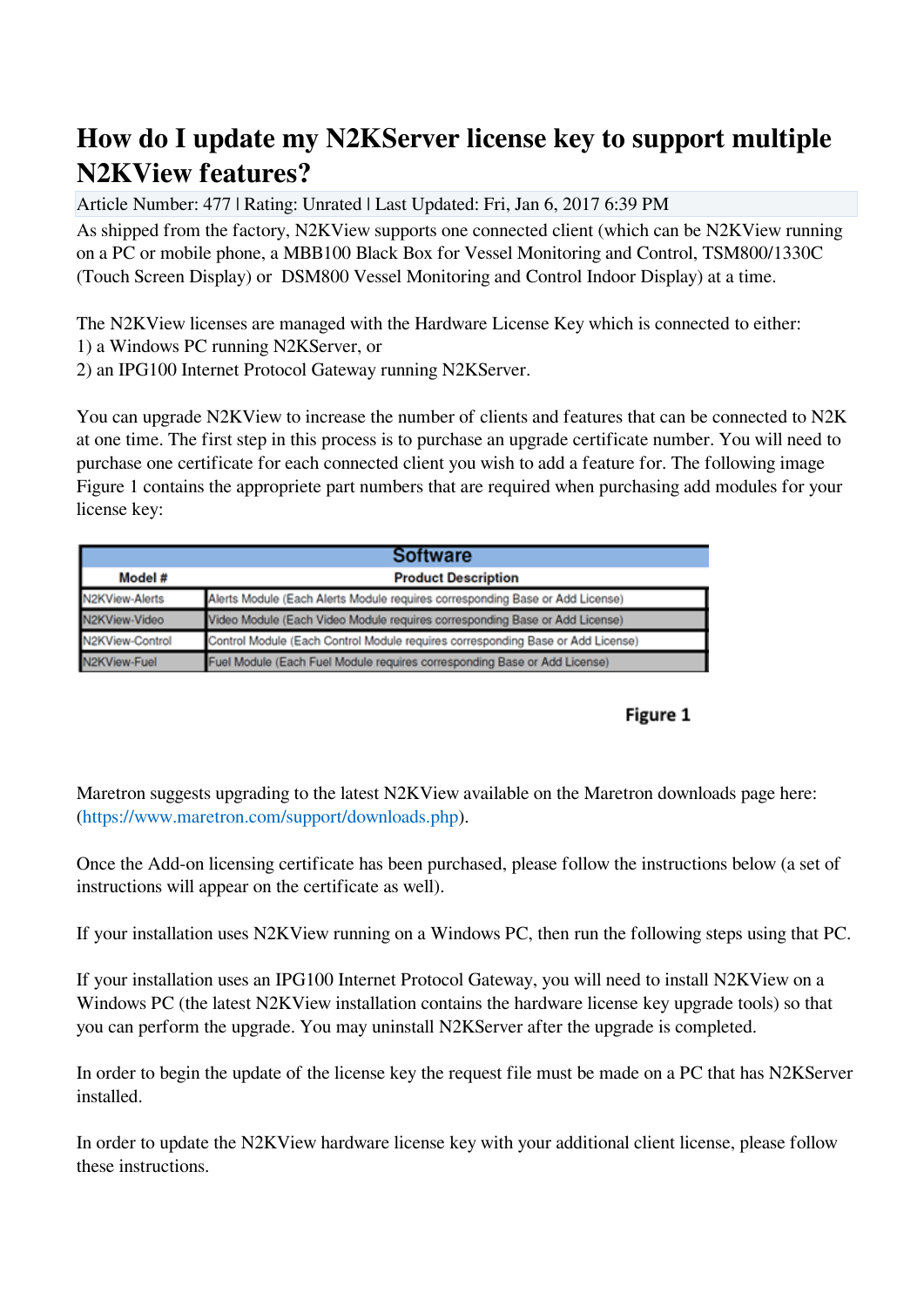# How do I update my N2KServer license key to support multiple N2KView features?

Article Number: 477 | Rating: Unrated | Last Updated: Fri, Jan 6, 2017 6:39 PM

As shipped from the factory, N2KView supports one connected client (which can be N2KView running on a PC or mobile phone, a MBB100 Black Box for Vessel Monitoring and Control, TSM800/1330C (Touch Screen Display) or DSM800 Vessel Monitoring and Control Indoor Display) at a time.

The N2KView licenses are managed with the Hardware License Key which is connected to either:
1) a Windows PC running N2KServer, or
2) an IPG100 Internet Protocol Gateway running N2KServer.

You can upgrade N2KView to increase the number of clients and features that can be connected to N2K at one time. The first step in this process is to purchase an upgrade certificate number. You will need to purchase one certificate for each connected client you wish to add a feature for. The following image Figure 1 contains the appropriete part numbers that are required when purchasing add modules for your license key:

| Software | |
|---|---|
| **Model #** | **Product Description** |
| N2KView-Alerts | Alerts Module (Each Alerts Module requires corresponding Base or Add License) |
| N2KView-Video | Video Module (Each Video Module requires corresponding Base or Add License) |
| N2KView-Control | Control Module (Each Control Module requires corresponding Base or Add License) |
| N2KView-Fuel | Fuel Module (Each Fuel Module requires corresponding Base or Add License) |

**Figure 1**

Maretron suggests upgrading to the latest N2KView available on the Maretron downloads page here: (https://www.maretron.com/support/downloads.php).

Once the Add-on licensing certificate has been purchased, please follow the instructions below (a set of instructions will appear on the certificate as well).

If your installation uses N2KView running on a Windows PC, then run the following steps using that PC.

If your installation uses an IPG100 Internet Protocol Gateway, you will need to install N2KView on a Windows PC (the latest N2KView installation contains the hardware license key upgrade tools) so that you can perform the upgrade. You may uninstall N2KServer after the upgrade is completed.

In order to begin the update of the license key the request file must be made on a PC that has N2KServer installed.

In order to update the N2KView hardware license key with your additional client license, please follow these instructions.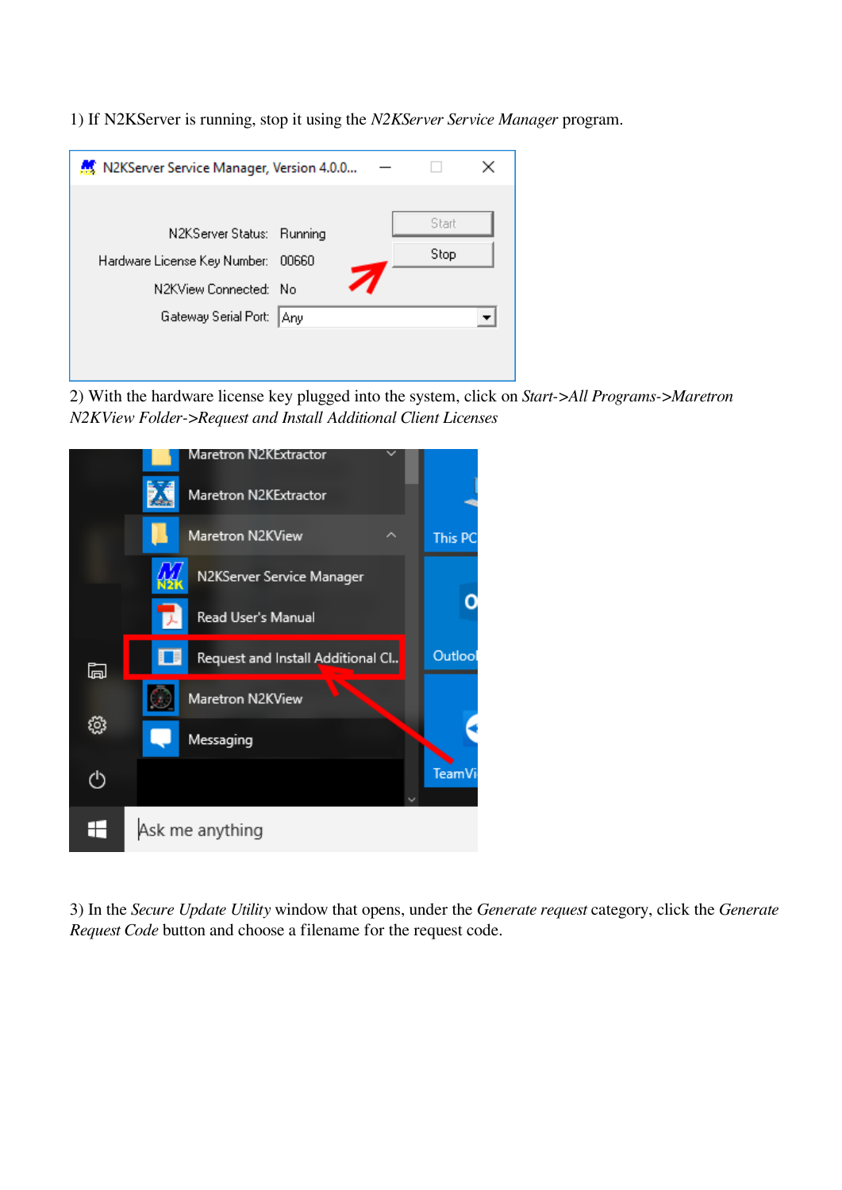1) If N2KServer is running, stop it using the *N2KServer Service Manager* program.

2) With the hardware license key plugged into the system, click on *Start->All Programs->Maretron N2KView Folder->Request and Install Additional Client Licenses*

3) In the *Secure Update Utility* window that opens, under the *Generate request* category, click the *Generate Request Code* button and choose a filename for the request code.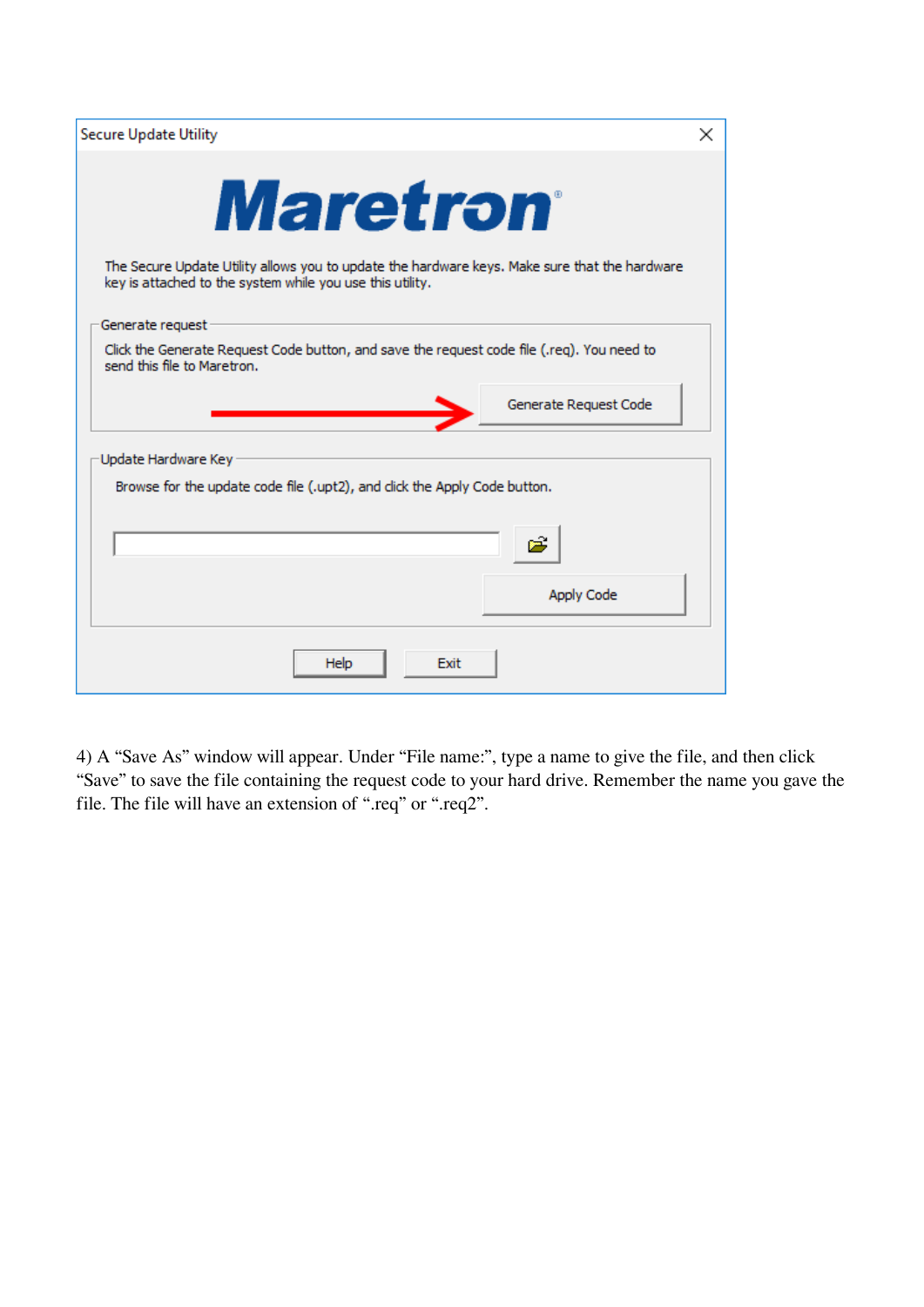4) A “Save As” window will appear. Under “File name:”, type a name to give the file, and then click “Save” to save the file containing the request code to your hard drive. Remember the name you gave the file. The file will have an extension of “.req” or “.req2”.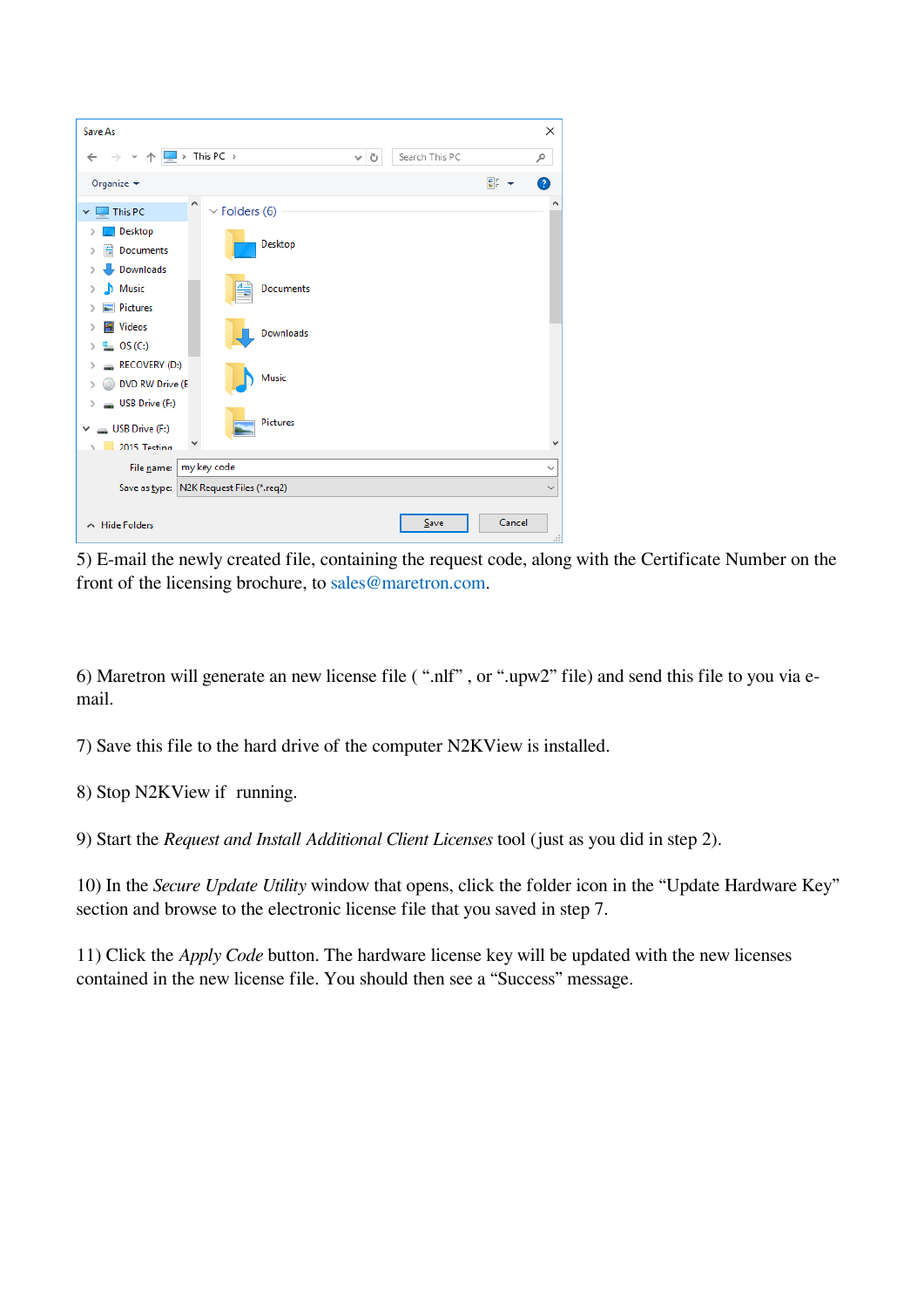5) E-mail the newly created file, containing the request code, along with the Certificate Number on the front of the licensing brochure, to sales@maretron.com.

6) Maretron will generate an new license file ( ".nlf" , or ".upw2" file) and send this file to you via e-mail.

7) Save this file to the hard drive of the computer N2KView is installed.

8) Stop N2KView if running.

9) Start the *Request and Install Additional Client Licenses* tool (just as you did in step 2).

10) In the *Secure Update Utility* window that opens, click the folder icon in the "Update Hardware Key" section and browse to the electronic license file that you saved in step 7.

11) Click the *Apply Code* button. The hardware license key will be updated with the new licenses contained in the new license file. You should then see a "Success" message.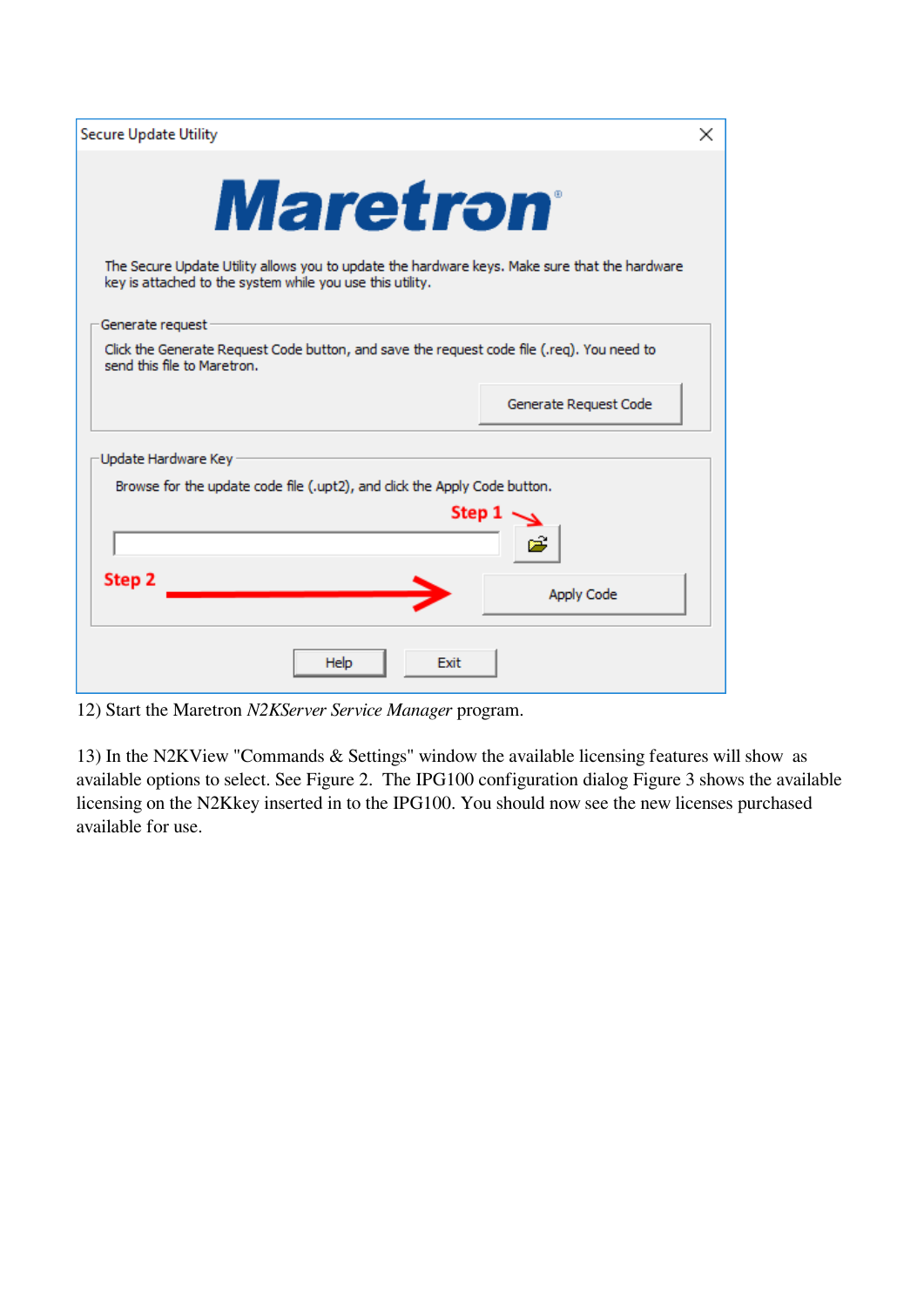Secure Update Utility

**Maretron**

The Secure Update Utility allows you to update the hardware keys. Make sure that the hardware key is attached to the system while you use this utility.

Generate request

Click the Generate Request Code button, and save the request code file (.req). You need to send this file to Maretron.

Generate Request Code

Update Hardware Key

Browse for the update code file (.upt2), and click the Apply Code button.

Step 1

Step 2

Apply Code

Help Exit

12) Start the Maretron *N2KServer Service Manager* program.

13) In the N2KView "Commands & Settings" window the available licensing features will show as available options to select. See Figure 2. The IPG100 configuration dialog Figure 3 shows the available licensing on the N2Kkey inserted in to the IPG100. You should now see the new licenses purchased available for use.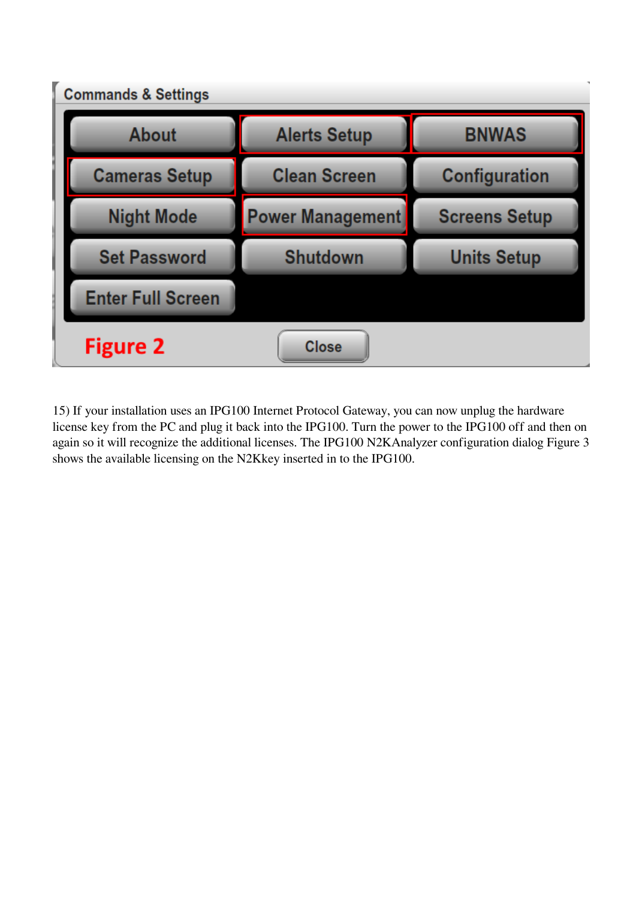15) If your installation uses an IPG100 Internet Protocol Gateway, you can now unplug the hardware license key from the PC and plug it back into the IPG100. Turn the power to the IPG100 off and then on again so it will recognize the additional licenses. The IPG100 N2KAnalyzer configuration dialog Figure 3 shows the available licensing on the N2Kkey inserted in to the IPG100.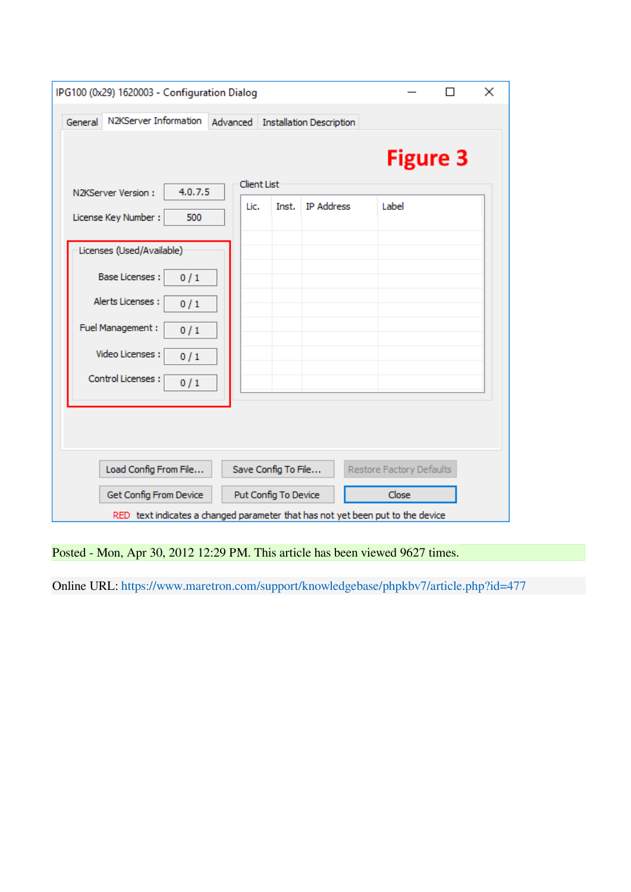IPG100 (0x29) 1620003 - Configuration Dialog

General | N2KServer Information | Advanced | Installation Description

**Figure 3**

N2KServer Version : 4.0.7.5

License Key Number : 500

Licenses (Used/Available)

Base Licenses : 0 / 1

Alerts Licenses : 0 / 1

Fuel Management : 0 / 1

Video Licenses : 0 / 1

Control Licenses : 0 / 1

Client List

| Lic. | Inst. | IP Address | Label |
|---|---|---|---|

Load Config From File... | Save Config To File... | Restore Factory Defaults

Get Config From Device | Put Config To Device | Close

RED text indicates a changed parameter that has not yet been put to the device

Posted - Mon, Apr 30, 2012 12:29 PM. This article has been viewed 9627 times.

Online URL: https://www.maretron.com/support/knowledgebase/phpkbv7/article.php?id=477